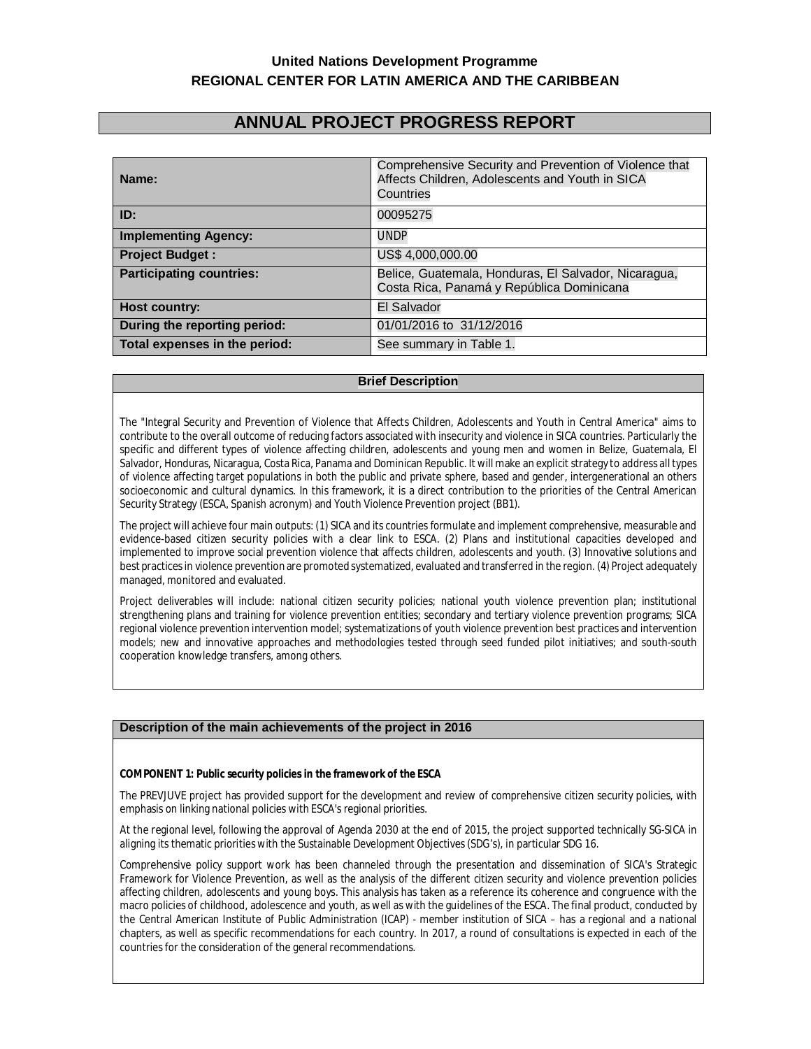**United Nations Development Programme**
**REGIONAL CENTER FOR LATIN AMERICA AND THE CARIBBEAN**

# ANNUAL PROJECT PROGRESS REPORT

| | |
|---|---|
| **Name:** | Comprehensive Security and Prevention of Violence that Affects Children, Adolescents and Youth in SICA Countries |
| **ID:** | 00095275 |
| **Implementing Agency:** | UNDP |
| **Project Budget :** | US$ 4,000,000.00 |
| **Participating countries:** | Belice, Guatemala, Honduras, El Salvador, Nicaragua, Costa Rica, Panamá y República Dominicana |
| **Host country:** | El Salvador |
| **During the reporting period:** | 01/01/2016 to 31/12/2016 |
| **Total expenses in the period:** | See summary in Table 1. |

## Brief Description

The "Integral Security and Prevention of Violence that Affects Children, Adolescents and Youth in Central America" aims to contribute to the overall outcome of reducing factors associated with insecurity and violence in SICA countries. Particularly the specific and different types of violence affecting children, adolescents and young men and women in Belize, Guatemala, El Salvador, Honduras, Nicaragua, Costa Rica, Panama and Dominican Republic. It will make an explicit strategy to address all types of violence affecting target populations in both the public and private sphere, based and gender, intergenerational an others socioeconomic and cultural dynamics. In this framework, it is a direct contribution to the priorities of the Central American Security Strategy (ESCA, Spanish acronym) and Youth Violence Prevention project (BB1).

The project will achieve four main outputs: (1) SICA and its countries formulate and implement comprehensive, measurable and evidence-based citizen security policies with a clear link to ESCA. (2) Plans and institutional capacities developed and implemented to improve social prevention violence that affects children, adolescents and youth. (3) Innovative solutions and best practices in violence prevention are promoted systematized, evaluated and transferred in the region. (4) Project adequately managed, monitored and evaluated.

Project deliverables will include: national citizen security policies; national youth violence prevention plan; institutional strengthening plans and training for violence prevention entities; secondary and tertiary violence prevention programs; SICA regional violence prevention intervention model; systematizations of youth violence prevention best practices and intervention models; new and innovative approaches and methodologies tested through seed funded pilot initiatives; and south-south cooperation knowledge transfers, among others.

## Description of the main achievements of the project in 2016

**COMPONENT 1: Public security policies in the framework of the ESCA**

The PREVJUVE project has provided support for the development and review of comprehensive citizen security policies, with emphasis on linking national policies with ESCA's regional priorities.

At the regional level, following the approval of Agenda 2030 at the end of 2015, the project supported technically SG-SICA in aligning its thematic priorities with the Sustainable Development Objectives (SDG's), in particular SDG 16.

Comprehensive policy support work has been channeled through the presentation and dissemination of SICA's Strategic Framework for Violence Prevention, as well as the analysis of the different citizen security and violence prevention policies affecting children, adolescents and young boys. This analysis has taken as a reference its coherence and congruence with the macro policies of childhood, adolescence and youth, as well as with the guidelines of the ESCA. The final product, conducted by the Central American Institute of Public Administration (ICAP) - member institution of SICA – has a regional and a national chapters, as well as specific recommendations for each country. In 2017, a round of consultations is expected in each of the countries for the consideration of the general recommendations.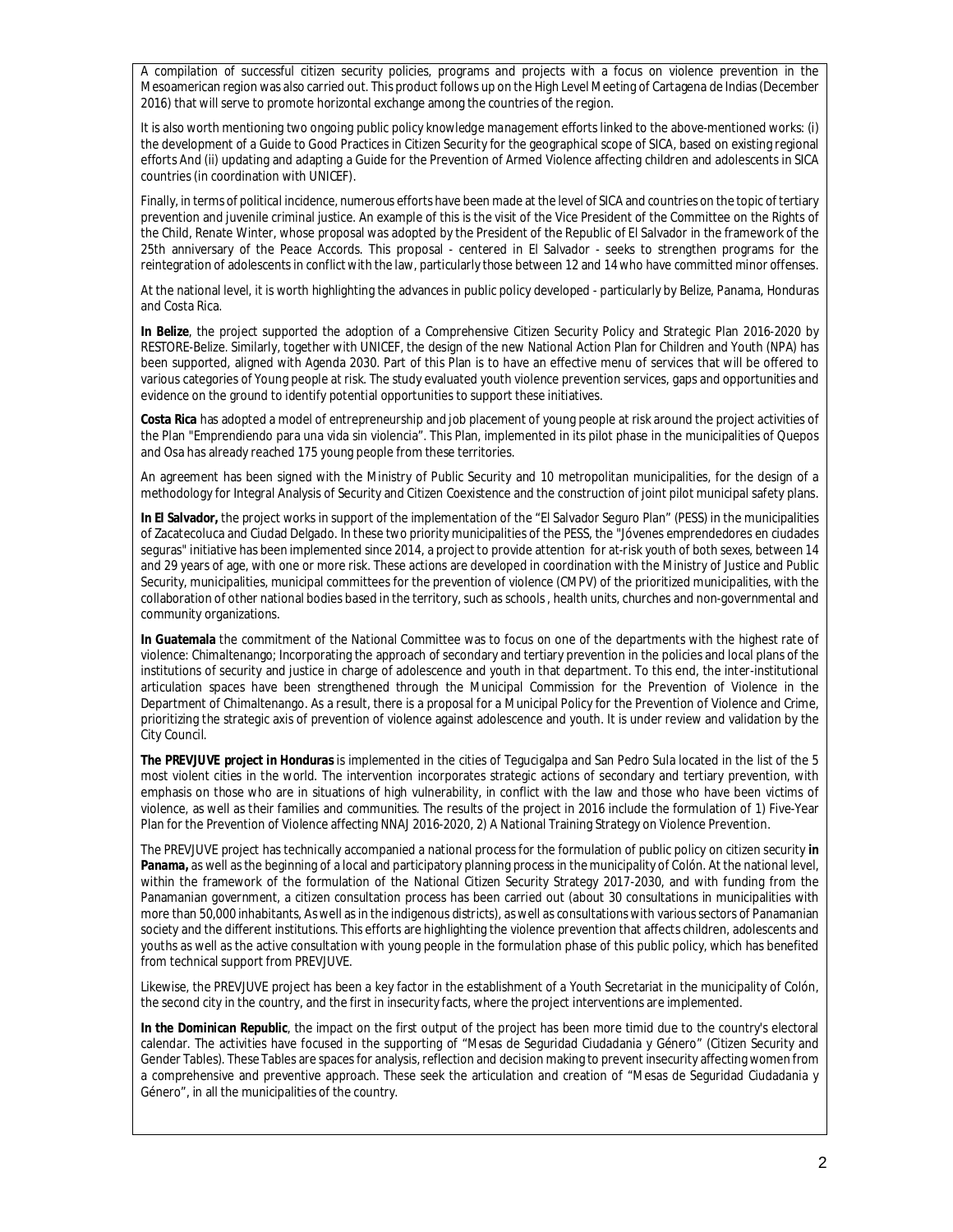A compilation of successful citizen security policies, programs and projects with a focus on violence prevention in the Mesoamerican region was also carried out. This product follows up on the High Level Meeting of Cartagena de Indias (December 2016) that will serve to promote horizontal exchange among the countries of the region.

It is also worth mentioning two ongoing public policy knowledge management efforts linked to the above-mentioned works: (i) the development of a Guide to Good Practices in Citizen Security for the geographical scope of SICA, based on existing regional efforts And (ii) updating and adapting a Guide for the Prevention of Armed Violence affecting children and adolescents in SICA countries (in coordination with UNICEF).

Finally, in terms of political incidence, numerous efforts have been made at the level of SICA and countries on the topic of tertiary prevention and juvenile criminal justice. An example of this is the visit of the Vice President of the Committee on the Rights of the Child, Renate Winter, whose proposal was adopted by the President of the Republic of El Salvador in the framework of the 25th anniversary of the Peace Accords. This proposal - centered in El Salvador - seeks to strengthen programs for the reintegration of adolescents in conflict with the law, particularly those between 12 and 14 who have committed minor offenses.

At the national level, it is worth highlighting the advances in public policy developed - particularly by Belize, Panama, Honduras and Costa Rica.

**In Belize**, the project supported the adoption of a Comprehensive Citizen Security Policy and Strategic Plan 2016-2020 by RESTORE-Belize. Similarly, together with UNICEF, the design of the new National Action Plan for Children and Youth (NPA) has been supported, aligned with Agenda 2030. Part of this Plan is to have an effective menu of services that will be offered to various categories of Young people at risk. The study evaluated youth violence prevention services, gaps and opportunities and evidence on the ground to identify potential opportunities to support these initiatives.

**Costa Rica** has adopted a model of entrepreneurship and job placement of young people at risk around the project activities of the Plan "Emprendiendo para una vida sin violencia". This Plan, implemented in its pilot phase in the municipalities of Quepos and Osa has already reached 175 young people from these territories.

An agreement has been signed with the Ministry of Public Security and 10 metropolitan municipalities, for the design of a methodology for Integral Analysis of Security and Citizen Coexistence and the construction of joint pilot municipal safety plans.

**In El Salvador,** the project works in support of the implementation of the "El Salvador Seguro Plan" (PESS) in the municipalities of Zacatecoluca and Ciudad Delgado. In these two priority municipalities of the PESS, the "Jóvenes emprendedores en ciudades seguras" initiative has been implemented since 2014, a project to provide attention for at-risk youth of both sexes, between 14 and 29 years of age, with one or more risk. These actions are developed in coordination with the Ministry of Justice and Public Security, municipalities, municipal committees for the prevention of violence (CMPV) of the prioritized municipalities, with the collaboration of other national bodies based in the territory, such as schools , health units, churches and non-governmental and community organizations.

**In Guatemala** the commitment of the National Committee was to focus on one of the departments with the highest rate of violence: Chimaltenango; Incorporating the approach of secondary and tertiary prevention in the policies and local plans of the institutions of security and justice in charge of adolescence and youth in that department. To this end, the inter-institutional articulation spaces have been strengthened through the Municipal Commission for the Prevention of Violence in the Department of Chimaltenango. As a result, there is a proposal for a Municipal Policy for the Prevention of Violence and Crime, prioritizing the strategic axis of prevention of violence against adolescence and youth. It is under review and validation by the City Council.

**The PREVJUVE project in Honduras** is implemented in the cities of Tegucigalpa and San Pedro Sula located in the list of the 5 most violent cities in the world. The intervention incorporates strategic actions of secondary and tertiary prevention, with emphasis on those who are in situations of high vulnerability, in conflict with the law and those who have been victims of violence, as well as their families and communities. The results of the project in 2016 include the formulation of 1) Five-Year Plan for the Prevention of Violence affecting NNAJ 2016-2020, 2) A National Training Strategy on Violence Prevention.

The PREVJUVE project has technically accompanied a national process for the formulation of public policy on citizen security **in Panama,** as well as the beginning of a local and participatory planning process in the municipality of Colón. At the national level, within the framework of the formulation of the National Citizen Security Strategy 2017-2030, and with funding from the Panamanian government, a citizen consultation process has been carried out (about 30 consultations in municipalities with more than 50,000 inhabitants, As well as in the indigenous districts), as well as consultations with various sectors of Panamanian society and the different institutions. This efforts are highlighting the violence prevention that affects children, adolescents and youths as well as the active consultation with young people in the formulation phase of this public policy, which has benefited from technical support from PREVJUVE.

Likewise, the PREVJUVE project has been a key factor in the establishment of a Youth Secretariat in the municipality of Colón, the second city in the country, and the first in insecurity facts, where the project interventions are implemented.

**In the Dominican Republic**, the impact on the first output of the project has been more timid due to the country's electoral calendar. The activities have focused in the supporting of "Mesas de Seguridad Ciudadania y Género" (Citizen Security and Gender Tables). These Tables are spaces for analysis, reflection and decision making to prevent insecurity affecting women from a comprehensive and preventive approach. These seek the articulation and creation of "Mesas de Seguridad Ciudadania y Género", in all the municipalities of the country.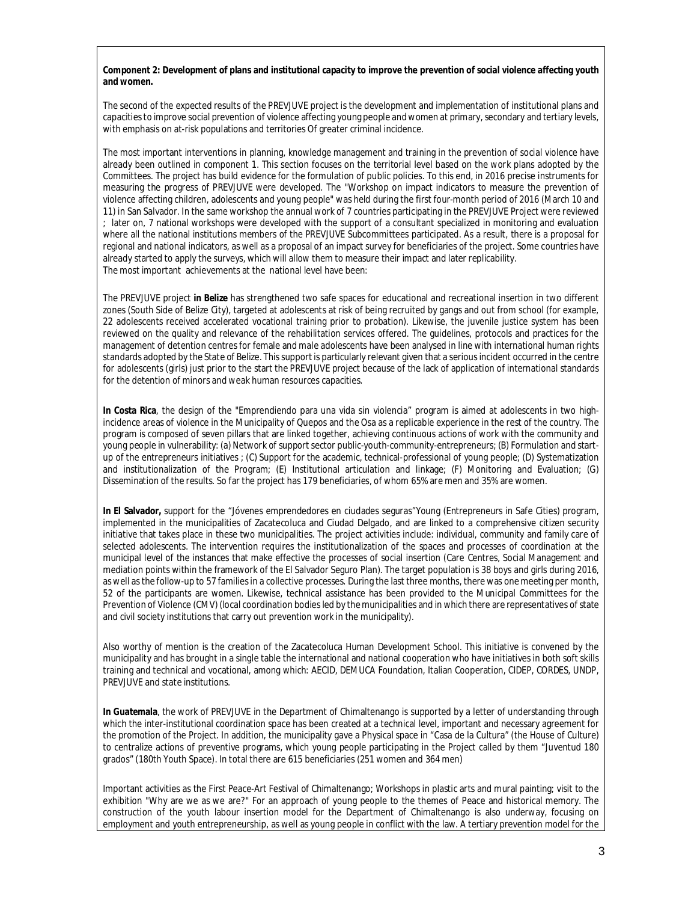**Component 2: Development of plans and institutional capacity to improve the prevention of social violence affecting youth and women.**

The second of the expected results of the PREVJUVE project is the development and implementation of institutional plans and capacities to improve social prevention of violence affecting young people and women at primary, secondary and tertiary levels, with emphasis on at-risk populations and territories Of greater criminal incidence.

The most important interventions in planning, knowledge management and training in the prevention of social violence have already been outlined in component 1. This section focuses on the territorial level based on the work plans adopted by the Committees. The project has build evidence for the formulation of public policies. To this end, in 2016 precise instruments for measuring the progress of PREVJUVE were developed. The "Workshop on impact indicators to measure the prevention of violence affecting children, adolescents and young people" was held during the first four-month period of 2016 (March 10 and 11) in San Salvador. In the same workshop the annual work of 7 countries participating in the PREVJUVE Project were reviewed ; later on, 7 national workshops were developed with the support of a consultant specialized in monitoring and evaluation where all the national institutions members of the PREVJUVE Subcommittees participated. As a result, there is a proposal for regional and national indicators, as well as a proposal of an impact survey for beneficiaries of the project. Some countries have already started to apply the surveys, which will allow them to measure their impact and later replicability.
The most important achievements at the national level have been:

The PREVJUVE project **in Belize** has strengthened two safe spaces for educational and recreational insertion in two different zones (South Side of Belize City), targeted at adolescents at risk of being recruited by gangs and out from school (for example, 22 adolescents received accelerated vocational training prior to probation). Likewise, the juvenile justice system has been reviewed on the quality and relevance of the rehabilitation services offered. The guidelines, protocols and practices for the management of detention centres for female and male adolescents have been analysed in line with international human rights standards adopted by the State of Belize. This support is particularly relevant given that a serious incident occurred in the centre for adolescents (girls) just prior to the start the PREVJUVE project because of the lack of application of international standards for the detention of minors and weak human resources capacities.

**In Costa Rica**, the design of the "Emprendiendo para una vida sin violencia" program is aimed at adolescents in two high-incidence areas of violence in the Municipality of Quepos and the Osa as a replicable experience in the rest of the country. The program is composed of seven pillars that are linked together, achieving continuous actions of work with the community and young people in vulnerability: (a) Network of support sector public-youth-community-entrepreneurs; (B) Formulation and start-up of the entrepreneurs initiatives ; (C) Support for the academic, technical-professional of young people; (D) Systematization and institutionalization of the Program; (E) Institutional articulation and linkage; (F) Monitoring and Evaluation; (G) Dissemination of the results. So far the project has 179 beneficiaries, of whom 65% are men and 35% are women.

**In El Salvador,** support for the "Jóvenes emprendedores en ciudades seguras"Young (Entrepreneurs in Safe Cities) program, implemented in the municipalities of Zacatecoluca and Ciudad Delgado, and are linked to a comprehensive citizen security initiative that takes place in these two municipalities. The project activities include: individual, community and family care of selected adolescents. The intervention requires the institutionalization of the spaces and processes of coordination at the municipal level of the instances that make effective the processes of social insertion (Care Centres, Social Management and mediation points within the framework of the El Salvador Seguro Plan). The target population is 38 boys and girls during 2016, as well as the follow-up to 57 families in a collective processes. During the last three months, there was one meeting per month, 52 of the participants are women. Likewise, technical assistance has been provided to the Municipal Committees for the Prevention of Violence (CMV) (local coordination bodies led by the municipalities and in which there are representatives of state and civil society institutions that carry out prevention work in the municipality).

Also worthy of mention is the creation of the Zacatecoluca Human Development School. This initiative is convened by the municipality and has brought in a single table the international and national cooperation who have initiatives in both soft skills training and technical and vocational, among which: AECID, DEMUCA Foundation, Italian Cooperation, CIDEP, CORDES, UNDP, PREVJUVE and state institutions.

**In Guatemala**, the work of PREVJUVE in the Department of Chimaltenango is supported by a letter of understanding through which the inter-institutional coordination space has been created at a technical level, important and necessary agreement for the promotion of the Project. In addition, the municipality gave a Physical space in "Casa de la Cultura" (the House of Culture) to centralize actions of preventive programs, which young people participating in the Project called by them "Juventud 180 grados" (180th Youth Space). In total there are 615 beneficiaries (251 women and 364 men)

Important activities as the First Peace-Art Festival of Chimaltenango; Workshops in plastic arts and mural painting; visit to the exhibition "Why are we as we are?" For an approach of young people to the themes of Peace and historical memory. The construction of the youth labour insertion model for the Department of Chimaltenango is also underway, focusing on employment and youth entrepreneurship, as well as young people in conflict with the law. A tertiary prevention model for the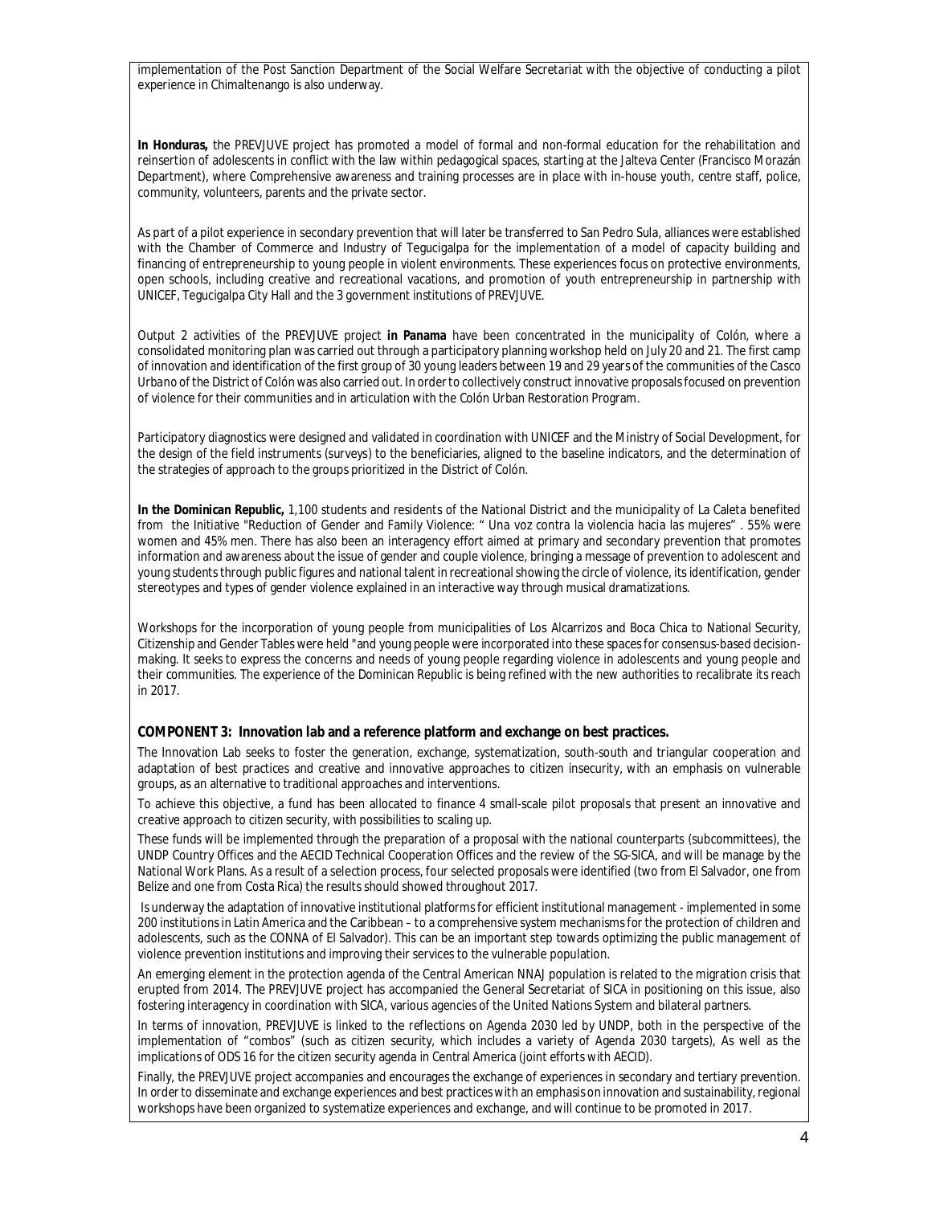implementation of the Post Sanction Department of the Social Welfare Secretariat with the objective of conducting a pilot experience in Chimaltenango is also underway.

**In Honduras,** the PREVJUVE project has promoted a model of formal and non-formal education for the rehabilitation and reinsertion of adolescents in conflict with the law within pedagogical spaces, starting at the Jalteva Center (Francisco Morazán Department), where Comprehensive awareness and training processes are in place with in-house youth, centre staff, police, community, volunteers, parents and the private sector.

As part of a pilot experience in secondary prevention that will later be transferred to San Pedro Sula, alliances were established with the Chamber of Commerce and Industry of Tegucigalpa for the implementation of a model of capacity building and financing of entrepreneurship to young people in violent environments. These experiences focus on protective environments, open schools, including creative and recreational vacations, and promotion of youth entrepreneurship in partnership with UNICEF, Tegucigalpa City Hall and the 3 government institutions of PREVJUVE.

Output 2 activities of the PREVJUVE project **in Panama** have been concentrated in the municipality of Colón, where a consolidated monitoring plan was carried out through a participatory planning workshop held on July 20 and 21. The first camp of innovation and identification of the first group of 30 young leaders between 19 and 29 years of the communities of the *Casco Urbano* of the District of Colón was also carried out. In order to collectively construct innovative proposals focused on prevention of violence for their communities and in articulation with the Colón Urban Restoration Program.

Participatory diagnostics were designed and validated in coordination with UNICEF and the Ministry of Social Development, for the design of the field instruments (surveys) to the beneficiaries, aligned to the baseline indicators, and the determination of the strategies of approach to the groups prioritized in the District of Colón.

**In the Dominican Republic,** 1,100 students and residents of the National District and the municipality of La Caleta benefited from the Initiative "Reduction of Gender and Family Violence: " Una voz contra la violencia hacia las mujeres" . 55% were women and 45% men. There has also been an interagency effort aimed at primary and secondary prevention that promotes information and awareness about the issue of gender and couple violence, bringing a message of prevention to adolescent and young students through public figures and national talent in recreational showing the circle of violence, its identification, gender stereotypes and types of gender violence explained in an interactive way through musical dramatizations.

Workshops for the incorporation of young people from municipalities of Los Alcarrizos and Boca Chica to National Security, Citizenship and Gender Tables were held "and young people were incorporated into these spaces for consensus-based decision-making. It seeks to express the concerns and needs of young people regarding violence in adolescents and young people and their communities. The experience of the Dominican Republic is being refined with the new authorities to recalibrate its reach in 2017.

**COMPONENT 3: Innovation lab and a reference platform and exchange on best practices.**

The Innovation Lab seeks to foster the generation, exchange, systematization, south-south and triangular cooperation and adaptation of best practices and creative and innovative approaches to citizen insecurity, with an emphasis on vulnerable groups, as an alternative to traditional approaches and interventions.

To achieve this objective, a fund has been allocated to finance 4 small-scale pilot proposals that present an innovative and creative approach to citizen security, with possibilities to scaling up.

These funds will be implemented through the preparation of a proposal with the national counterparts (subcommittees), the UNDP Country Offices and the AECID Technical Cooperation Offices and the review of the SG-SICA, and will be manage by the National Work Plans. As a result of a selection process, four selected proposals were identified (two from El Salvador, one from Belize and one from Costa Rica) the results should showed throughout 2017.

Is underway the adaptation of innovative institutional platforms for efficient institutional management - implemented in some 200 institutions in Latin America and the Caribbean – to a comprehensive system mechanisms for the protection of children and adolescents, such as the CONNA of El Salvador). This can be an important step towards optimizing the public management of violence prevention institutions and improving their services to the vulnerable population.

An emerging element in the protection agenda of the Central American NNAJ population is related to the migration crisis that erupted from 2014. The PREVJUVE project has accompanied the General Secretariat of SICA in positioning on this issue, also fostering interagency in coordination with SICA, various agencies of the United Nations System and bilateral partners.

In terms of innovation, PREVJUVE is linked to the reflections on Agenda 2030 led by UNDP, both in the perspective of the implementation of "combos" (such as citizen security, which includes a variety of Agenda 2030 targets), As well as the implications of ODS 16 for the citizen security agenda in Central America (joint efforts with AECID).

Finally, the PREVJUVE project accompanies and encourages the exchange of experiences in secondary and tertiary prevention. In order to disseminate and exchange experiences and best practices with an emphasis on innovation and sustainability, regional workshops have been organized to systematize experiences and exchange, and will continue to be promoted in 2017.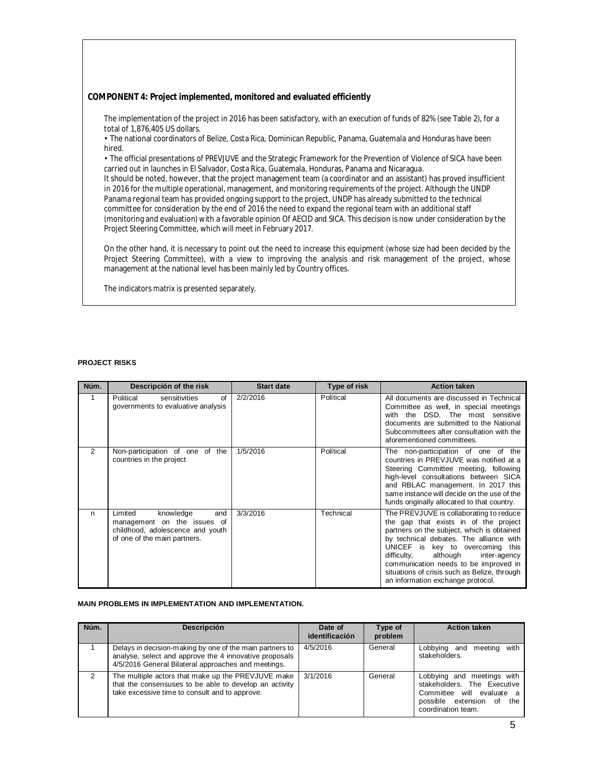### COMPONENT 4: Project implemented, monitored and evaluated efficiently

The implementation of the project in 2016 has been satisfactory, with an execution of funds of 82% (see Table 2), for a total of 1,876,405 US dollars.

• The national coordinators of Belize, Costa Rica, Dominican Republic, Panama, Guatemala and Honduras have been hired.

• The official presentations of PREVJUVE and the Strategic Framework for the Prevention of Violence of SICA have been carried out in launches in El Salvador, Costa Rica, Guatemala, Honduras, Panama and Nicaragua.

It should be noted, however, that the project management team (a coordinator and an assistant) has proved insufficient in 2016 for the multiple operational, management, and monitoring requirements of the project. Although the UNDP Panama regional team has provided ongoing support to the project, UNDP has already submitted to the technical committee for consideration by the end of 2016 the need to expand the regional team with an additional staff (monitoring and evaluation) with a favorable opinion Of AECID and SICA. This decision is now under consideration by the Project Steering Committee, which will meet in February 2017.

On the other hand, it is necessary to point out the need to increase this equipment (whose size had been decided by the Project Steering Committee), with a view to improving the analysis and risk management of the project, whose management at the national level has been mainly led by Country offices.

The indicators matrix is presented separately.

**PROJECT RISKS**

| Núm. | Descripción of the risk | Start date | Type of risk | Action taken |
|---|---|---|---|---|
| 1 | Political sensitivities of governments to evaluative analysis | 2/2/2016 | Político | All documents are discussed in Technical Committee as well, in special meetings with the DSD. The most sensitive documents are submitted to the National Subcommittees after consultation with the aforementioned committees. |
| 2 | Non-participation of one of the countries in the project | 1/5/2016 | Político | The non-participation of one of the countries in PREVJUVE was notified at a Steering Committee meeting, following high-level consultations between SICA and RBLAC management. In 2017 this same instance will decide on the use of the funds originally allocated to that country. |
| n | Limited knowledge and management on the issues of childhood, adolescence and youth of one of the main partners. | 3/3/2016 | Technical | The PREVJUVE is collaborating to reduce the gap that exists in of the project partners on the subject, which is obtained by technical debates. The alliance with UNICEF is key to overcoming this difficulty, although inter-agency communication needs to be improved in situations of crisis such as Belize, through an information exchange protocol. |

**MAIN PROBLEMS IN IMPLEMENTATION AND IMPLEMENTATION.**

| Núm. | Descripción | Date of identificación | Type of problem | Action taken |
|---|---|---|---|---|
| 1 | Delays in decision-making by one of the main partners to analyse, select and approve the 4 innovative proposals 4/5/2016 General Bilateral approaches and meetings. | 4/5/2016 | General | Lobbying and meeting with stakeholders. |
| 2 | The multiple actors that make up the PREVJUVE make that the consensuses to be able to develop an activity take excessive time to consult and to approve. | 3/1/2016 | General | Lobbying and meetings with stakeholders. The Executive Committee will evaluate a possible extension of the coordination team. |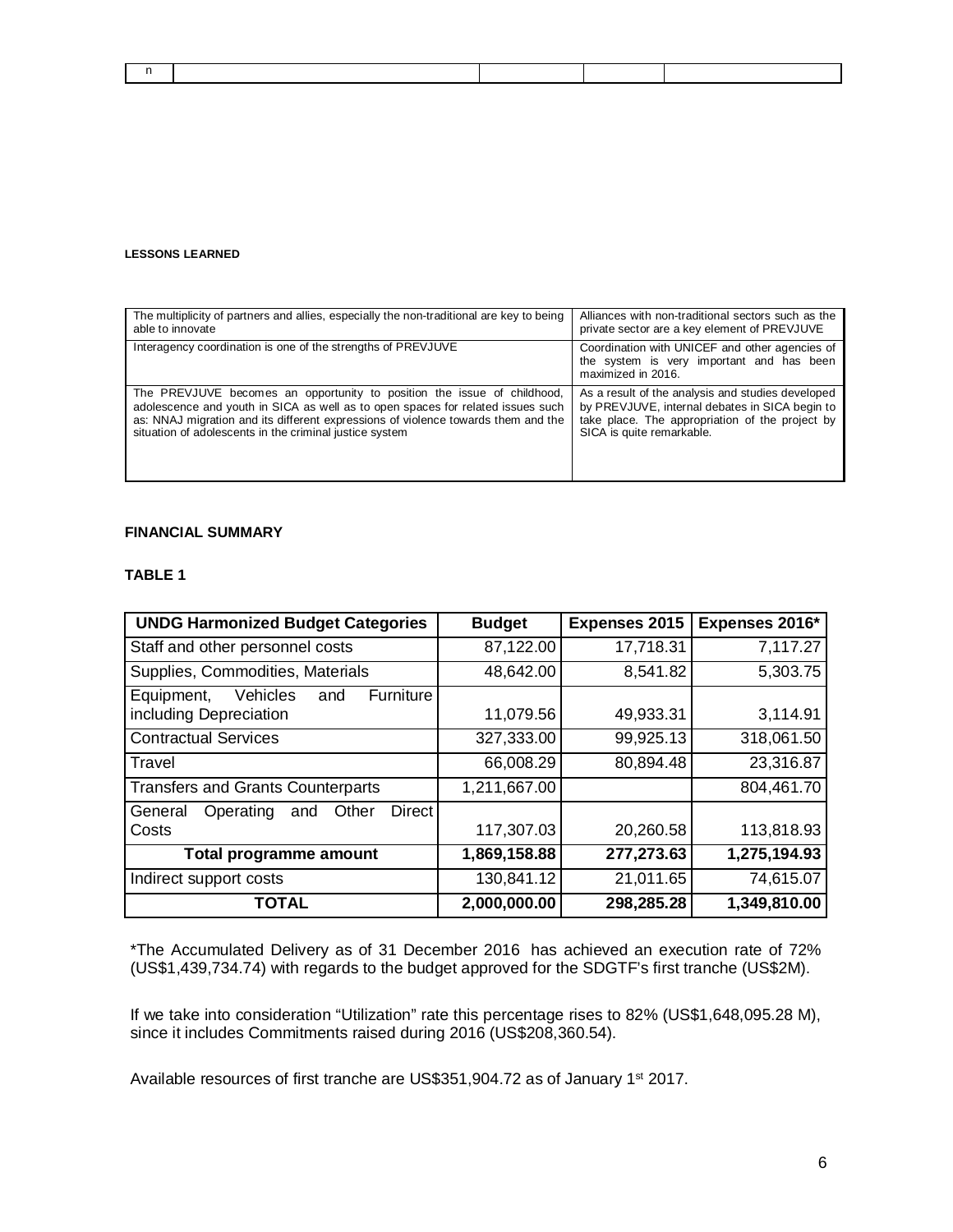| n | | | | |
|---|---|---|---|---|

**LESSONS LEARNED**

| | |
|---|---|
| The multiplicity of partners and allies, especially the non-traditional are key to being able to innovate | Alliances with non-traditional sectors such as the private sector are a key element of PREVJUVE |
| Interagency coordination is one of the strengths of PREVJUVE | Coordination with UNICEF and other agencies of the system is very important and has been maximized in 2016. |
| The PREVJUVE becomes an opportunity to position the issue of childhood, adolescence and youth in SICA as well as to open spaces for related issues such as: NNAJ migration and its different expressions of violence towards them and the situation of adolescents in the criminal justice system | As a result of the analysis and studies developed by PREVJUVE, internal debates in SICA begin to take place. The appropriation of the project by SICA is quite remarkable. |

**FINANCIAL SUMMARY**

**TABLE 1**

| UNDG Harmonized Budget Categories | Budget | Expenses 2015 | Expenses 2016* |
|---|---|---|---|
| Staff and other personnel costs | 87,122.00 | 17,718.31 | 7,117.27 |
| Supplies, Commodities, Materials | 48,642.00 | 8,541.82 | 5,303.75 |
| Equipment, Vehicles and Furniture including Depreciation | 11,079.56 | 49,933.31 | 3,114.91 |
| Contractual Services | 327,333.00 | 99,925.13 | 318,061.50 |
| Travel | 66,008.29 | 80,894.48 | 23,316.87 |
| Transfers and Grants Counterparts | 1,211,667.00 | | 804,461.70 |
| General Operating and Other Direct Costs | 117,307.03 | 20,260.58 | 113,818.93 |
| **Total programme amount** | **1,869,158.88** | **277,273.63** | **1,275,194.93** |
| Indirect support costs | 130,841.12 | 21,011.65 | 74,615.07 |
| **TOTAL** | **2,000,000.00** | **298,285.28** | **1,349,810.00** |

*The Accumulated Delivery as of 31 December 2016 has achieved an execution rate of 72% (US$1,439,734.74) with regards to the budget approved for the SDGTF's first tranche (US$2M).

If we take into consideration "Utilization" rate this percentage rises to 82% (US$1,648,095.28 M), since it includes Commitments raised during 2016 (US$208,360.54).

Available resources of first tranche are US$351,904.72 as of January 1st 2017.